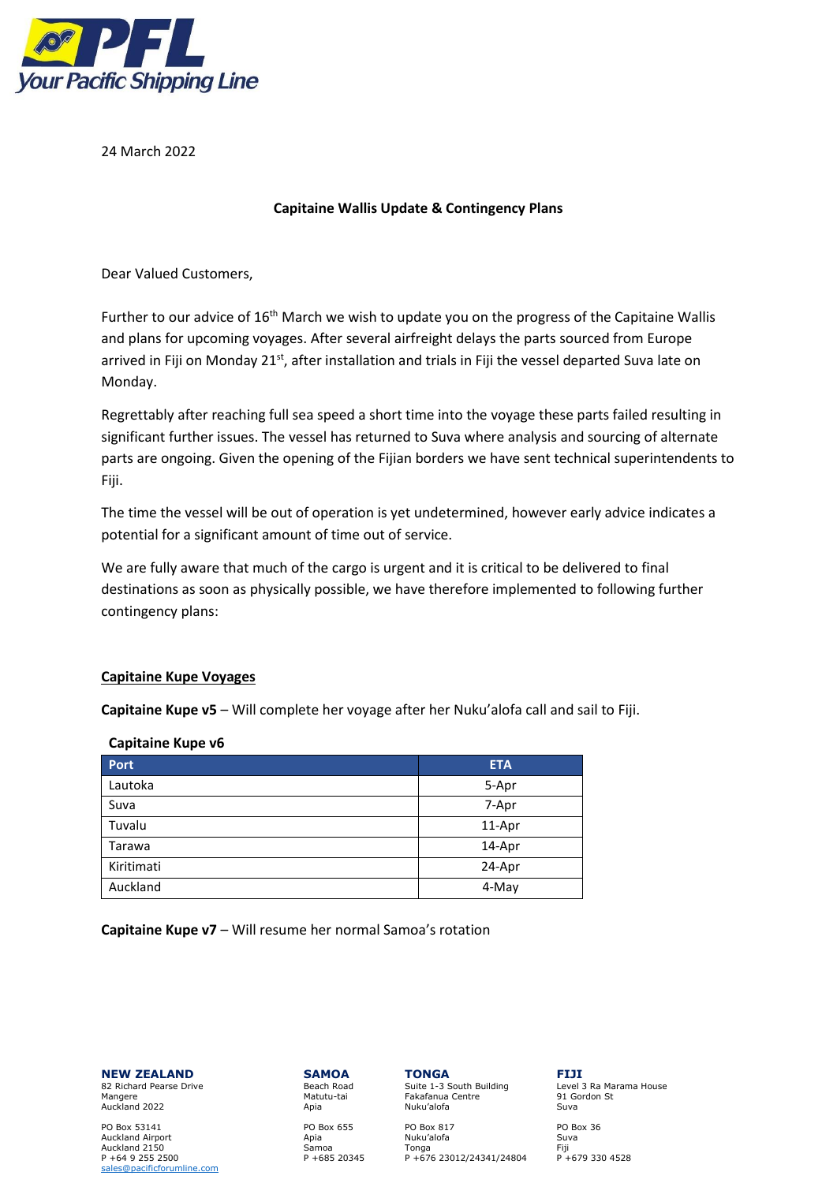24 March 2022

**Capitaine Wallis Update & Contingency Plans**

Dear Valued Customers,

Further to our advice of 16th March we wish to update you on the progress of the Capitaine Wallis and plans for upcoming voyages. After several airfreight delays the parts sourced from Europe arrived in Fiji on Monday 21st, after installation and trials in Fiji the vessel departed Suva late on Monday.

Regrettably after reaching full sea speed a short time into the voyage these parts failed resulting in significant further issues. The vessel has returned to Suva where analysis and sourcing of alternate parts are ongoing. Given the opening of the Fijian borders we have sent technical superintendents to Fiji.

The time the vessel will be out of operation is yet undetermined, however early advice indicates a potential for a significant amount of time out of service.

We are fully aware that much of the cargo is urgent and it is critical to be delivered to final destinations as soon as physically possible, we have therefore implemented to following further contingency plans:

## Capitaine Kupe Voyages

**Capitaine Kupe v5** – Will complete her voyage after her Nuku'alofa call and sail to Fiji.

**Capitaine Kupe v6**

| Port | ETA |
|---|---|
| Lautoka | 5-Apr |
| Suva | 7-Apr |
| Tuvalu | 11-Apr |
| Tarawa | 14-Apr |
| Kiritimati | 24-Apr |
| Auckland | 4-May |

**Capitaine Kupe v7** – Will resume her normal Samoa's rotation

**NEW ZEALAND**
82 Richard Pearse Drive
Mangere
Auckland 2022

PO Box 53141
Auckland Airport
Auckland 2150
P +64 9 255 2500
sales@pacificforumline.com

**SAMOA**
Beach Road
Matutu-tai
Apia

PO Box 655
Apia
Samoa
P +685 20345

**TONGA**
Suite 1-3 South Building
Fakafanua Centre
Nuku'alofa

PO Box 817
Nuku'alofa
Tonga
P +676 23012/24341/24804

**FIJI**
Level 3 Ra Marama House
91 Gordon St
Suva

PO Box 36
Suva
Fiji
P +679 330 4528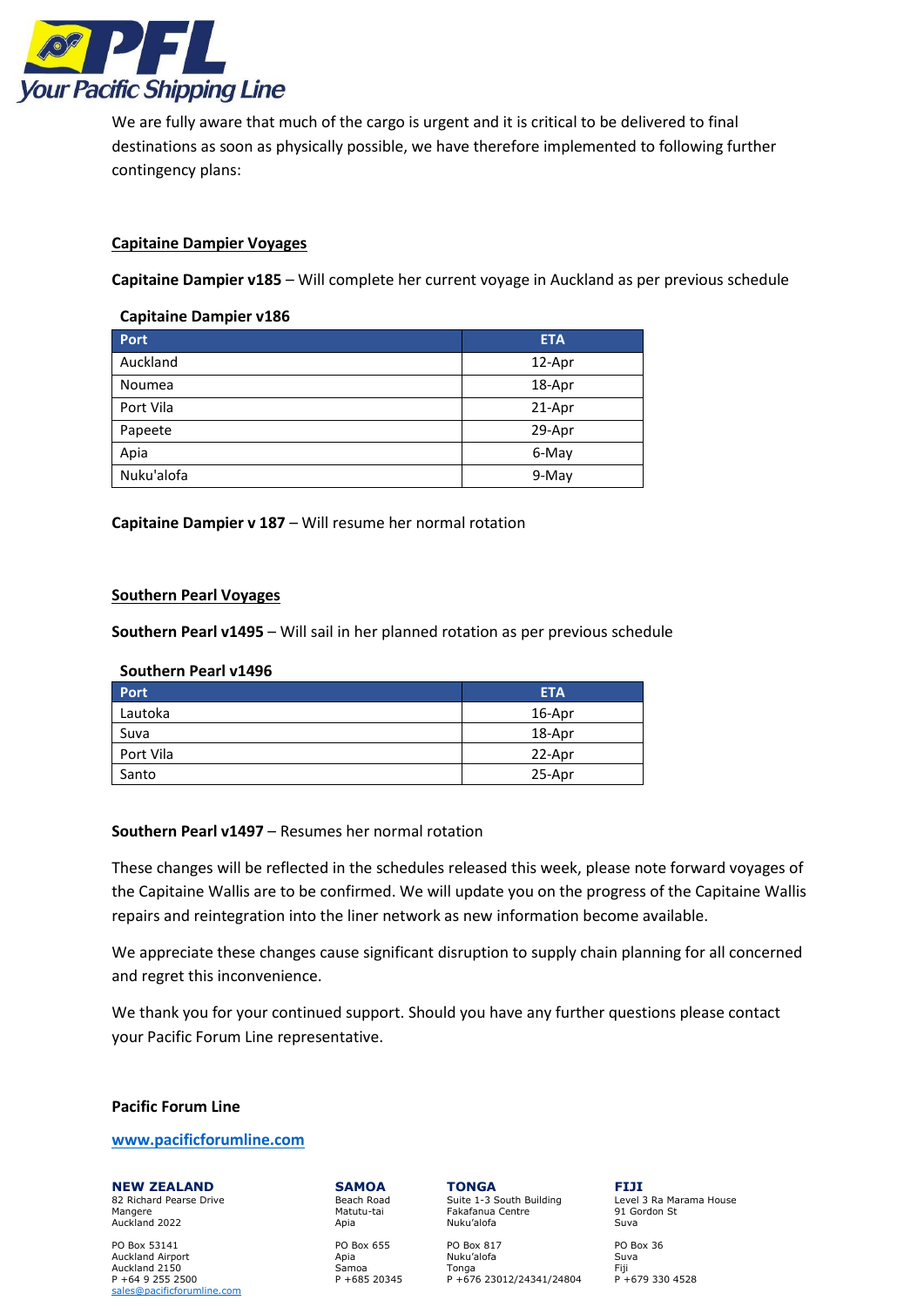We are fully aware that much of the cargo is urgent and it is critical to be delivered to final destinations as soon as physically possible, we have therefore implemented to following further contingency plans:

## Capitaine Dampier Voyages

**Capitaine Dampier v185** – Will complete her current voyage in Auckland as per previous schedule

**Capitaine Dampier v186**

| Port | ETA |
|---|---|
| Auckland | 12-Apr |
| Noumea | 18-Apr |
| Port Vila | 21-Apr |
| Papeete | 29-Apr |
| Apia | 6-May |
| Nuku'alofa | 9-May |

**Capitaine Dampier v 187** – Will resume her normal rotation

## Southern Pearl Voyages

**Southern Pearl v1495** – Will sail in her planned rotation as per previous schedule

**Southern Pearl v1496**

| Port | ETA |
|---|---|
| Lautoka | 16-Apr |
| Suva | 18-Apr |
| Port Vila | 22-Apr |
| Santo | 25-Apr |

**Southern Pearl v1497** – Resumes her normal rotation

These changes will be reflected in the schedules released this week, please note forward voyages of the Capitaine Wallis are to be confirmed. We will update you on the progress of the Capitaine Wallis repairs and reintegration into the liner network as new information become available.

We appreciate these changes cause significant disruption to supply chain planning for all concerned and regret this inconvenience.

We thank you for your continued support. Should you have any further questions please contact your Pacific Forum Line representative.

**Pacific Forum Line**

www.pacificforumline.com

**NEW ZEALAND**
82 Richard Pearse Drive
Mangere
Auckland 2022

PO Box 53141
Auckland Airport
Auckland 2150
P +64 9 255 2500
sales@pacificforumline.com

**SAMOA**
Beach Road
Matutu-tai
Apia

PO Box 655
Apia
Samoa
P +685 20345

**TONGA**
Suite 1-3 South Building
Fakafanua Centre
Nuku'alofa

PO Box 817
Nuku'alofa
Tonga
P +676 23012/24341/24804

**FIJI**
Level 3 Ra Marama House
91 Gordon St
Suva

PO Box 36
Suva
Fiji
P +679 330 4528